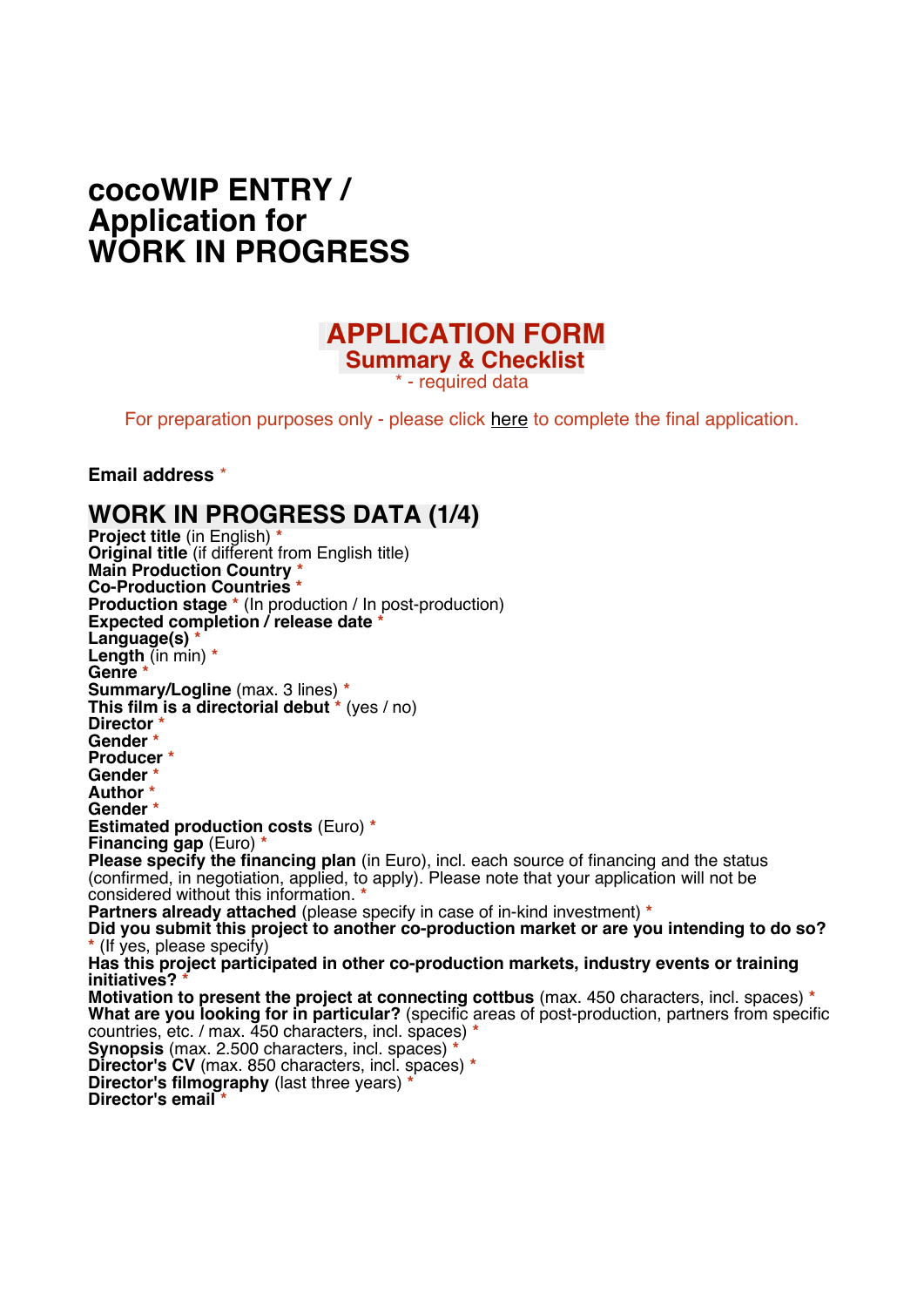# cocoWIP ENTRY / Application for WORK IN PROGRESS

## APPLICATION FORM
### Summary & Checklist

\* - required data

For preparation purposes only - please click here to complete the final application.

**Email address** *

## WORK IN PROGRESS DATA (1/4)

**Project title** (in English) *
**Original title** (if different from English title)
**Main Production Country** *
**Co-Production Countries** *
**Production stage** * (In production / In post-production)
**Expected completion / release date** *
**Language(s)** *
**Length** (in min) *
**Genre** *
**Summary/Logline** (max. 3 lines) *
**This film is a directorial debut** * (yes / no)
**Director** *
**Gender** *
**Producer** *
**Gender** *
**Author** *
**Gender** *
**Estimated production costs** (Euro) *
**Financing gap** (Euro) *
**Please specify the financing plan** (in Euro), incl. each source of financing and the status (confirmed, in negotiation, applied, to apply). Please note that your application will not be considered without this information. *
**Partners already attached** (please specify in case of in-kind investment) *
**Did you submit this project to another co-production market or are you intending to do so?** * (If yes, please specify)
**Has this project participated in other co-production markets, industry events or training initiatives?** *
**Motivation to present the project at connecting cottbus** (max. 450 characters, incl. spaces) *
**What are you looking for in particular?** (specific areas of post-production, partners from specific countries, etc. / max. 450 characters, incl. spaces) *
**Synopsis** (max. 2.500 characters, incl. spaces) *
**Director's CV** (max. 850 characters, incl. spaces) *
**Director's filmography** (last three years) *
**Director's email** *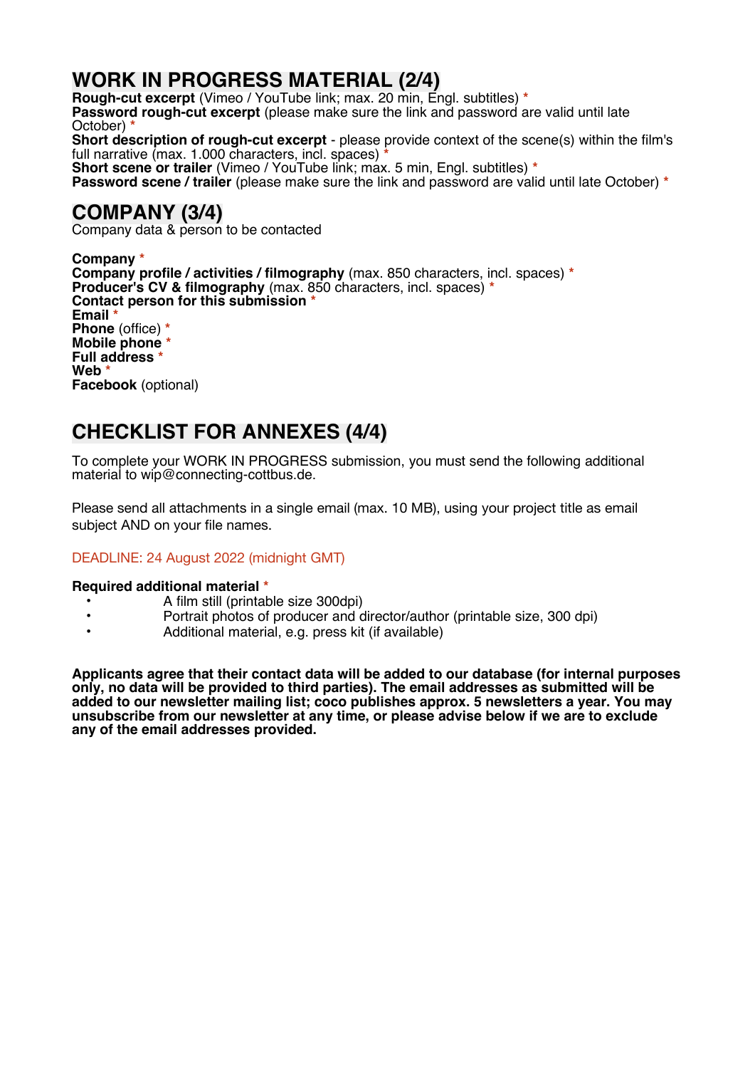## WORK IN PROGRESS MATERIAL (2/4)

**Rough-cut excerpt** (Vimeo / YouTube link; max. 20 min, Engl. subtitles) *
**Password rough-cut excerpt** (please make sure the link and password are valid until late October) *
**Short description of rough-cut excerpt** - please provide context of the scene(s) within the film's full narrative (max. 1.000 characters, incl. spaces) *
**Short scene or trailer** (Vimeo / YouTube link; max. 5 min, Engl. subtitles) *
**Password scene / trailer** (please make sure the link and password are valid until late October) *

## COMPANY (3/4)

Company data & person to be contacted

**Company** *
**Company profile / activities / filmography** (max. 850 characters, incl. spaces) *
**Producer's CV & filmography** (max. 850 characters, incl. spaces) *
**Contact person for this submission** *
**Email** *
**Phone** (office) *
**Mobile phone** *
**Full address** *
**Web** *
**Facebook** (optional)

## CHECKLIST FOR ANNEXES (4/4)

To complete your WORK IN PROGRESS submission, you must send the following additional material to wip@connecting-cottbus.de.

Please send all attachments in a single email (max. 10 MB), using your project title as email subject AND on your file names.

DEADLINE: 24 August 2022 (midnight GMT)

**Required additional material** *

- A film still (printable size 300dpi)
- Portrait photos of producer and director/author (printable size, 300 dpi)
- Additional material, e.g. press kit (if available)

**Applicants agree that their contact data will be added to our database (for internal purposes only, no data will be provided to third parties). The email addresses as submitted will be added to our newsletter mailing list; coco publishes approx. 5 newsletters a year. You may unsubscribe from our newsletter at any time, or please advise below if we are to exclude any of the email addresses provided.**